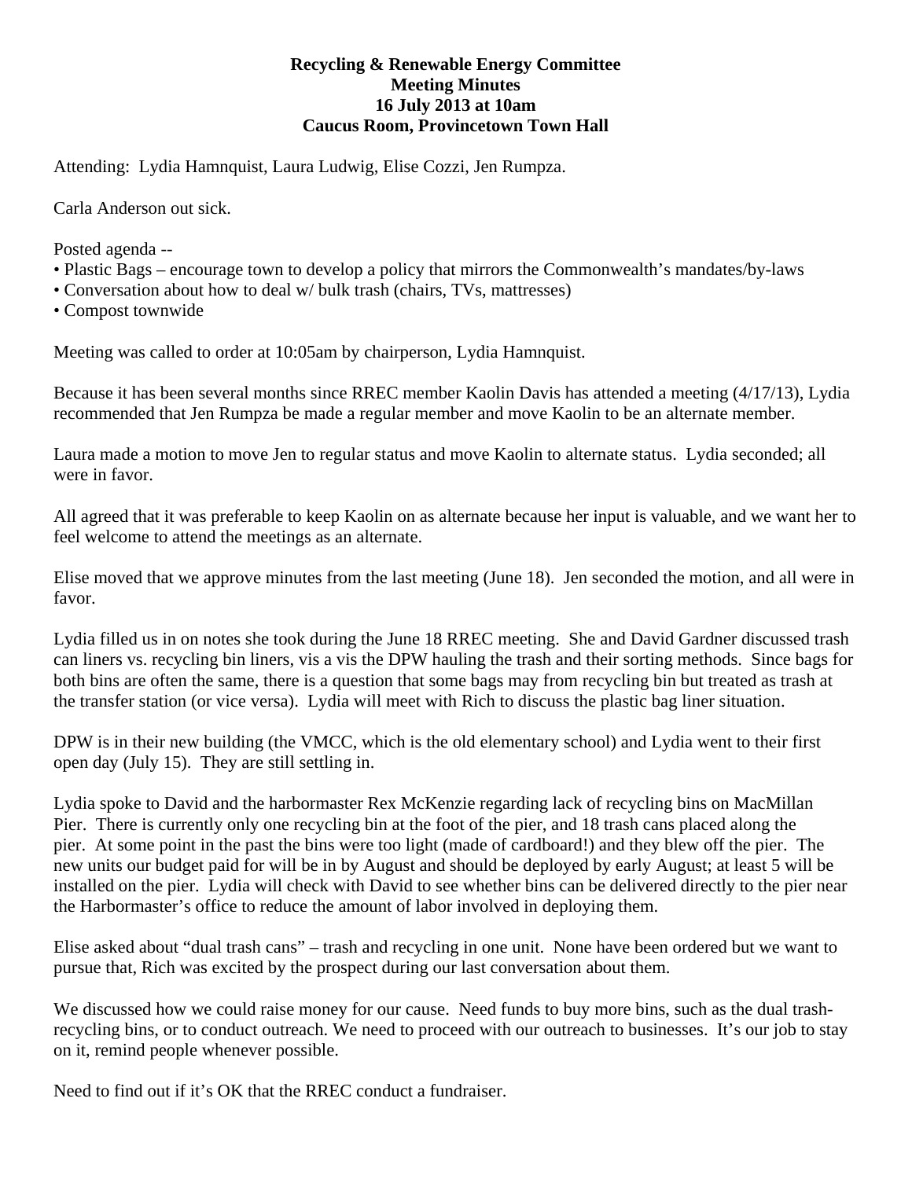**Recycling & Renewable Energy Committee**
**Meeting Minutes**
**16 July 2013 at 10am**
**Caucus Room, Provincetown Town Hall**

Attending: Lydia Hamnquist, Laura Ludwig, Elise Cozzi, Jen Rumpza.

Carla Anderson out sick.

Posted agenda --

- Plastic Bags – encourage town to develop a policy that mirrors the Commonwealth's mandates/by-laws
- Conversation about how to deal w/ bulk trash (chairs, TVs, mattresses)
- Compost townwide

Meeting was called to order at 10:05am by chairperson, Lydia Hamnquist.

Because it has been several months since RREC member Kaolin Davis has attended a meeting (4/17/13), Lydia recommended that Jen Rumpza be made a regular member and move Kaolin to be an alternate member.

Laura made a motion to move Jen to regular status and move Kaolin to alternate status. Lydia seconded; all were in favor.

All agreed that it was preferable to keep Kaolin on as alternate because her input is valuable, and we want her to feel welcome to attend the meetings as an alternate.

Elise moved that we approve minutes from the last meeting (June 18). Jen seconded the motion, and all were in favor.

Lydia filled us in on notes she took during the June 18 RREC meeting. She and David Gardner discussed trash can liners vs. recycling bin liners, vis a vis the DPW hauling the trash and their sorting methods. Since bags for both bins are often the same, there is a question that some bags may from recycling bin but treated as trash at the transfer station (or vice versa). Lydia will meet with Rich to discuss the plastic bag liner situation.

DPW is in their new building (the VMCC, which is the old elementary school) and Lydia went to their first open day (July 15). They are still settling in.

Lydia spoke to David and the harbormaster Rex McKenzie regarding lack of recycling bins on MacMillan Pier. There is currently only one recycling bin at the foot of the pier, and 18 trash cans placed along the pier. At some point in the past the bins were too light (made of cardboard!) and they blew off the pier. The new units our budget paid for will be in by August and should be deployed by early August; at least 5 will be installed on the pier. Lydia will check with David to see whether bins can be delivered directly to the pier near the Harbormaster's office to reduce the amount of labor involved in deploying them.

Elise asked about "dual trash cans" – trash and recycling in one unit. None have been ordered but we want to pursue that, Rich was excited by the prospect during our last conversation about them.

We discussed how we could raise money for our cause. Need funds to buy more bins, such as the dual trash-recycling bins, or to conduct outreach. We need to proceed with our outreach to businesses. It's our job to stay on it, remind people whenever possible.

Need to find out if it's OK that the RREC conduct a fundraiser.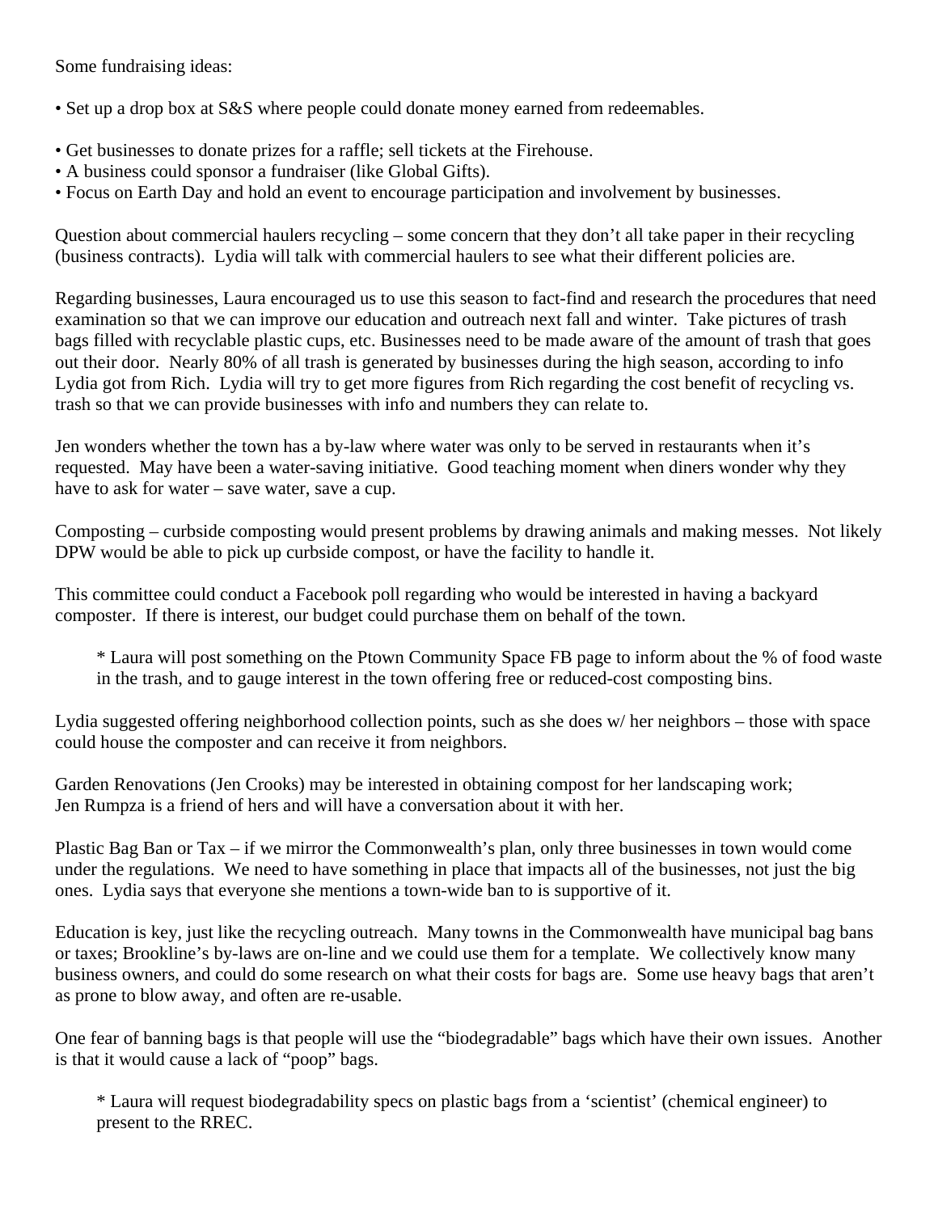Some fundraising ideas:

- Set up a drop box at S&S where people could donate money earned from redeemables.

- Get businesses to donate prizes for a raffle; sell tickets at the Firehouse.
- A business could sponsor a fundraiser (like Global Gifts).
- Focus on Earth Day and hold an event to encourage participation and involvement by businesses.

Question about commercial haulers recycling – some concern that they don't all take paper in their recycling (business contracts). Lydia will talk with commercial haulers to see what their different policies are.

Regarding businesses, Laura encouraged us to use this season to fact-find and research the procedures that need examination so that we can improve our education and outreach next fall and winter. Take pictures of trash bags filled with recyclable plastic cups, etc. Businesses need to be made aware of the amount of trash that goes out their door. Nearly 80% of all trash is generated by businesses during the high season, according to info Lydia got from Rich. Lydia will try to get more figures from Rich regarding the cost benefit of recycling vs. trash so that we can provide businesses with info and numbers they can relate to.

Jen wonders whether the town has a by-law where water was only to be served in restaurants when it's requested. May have been a water-saving initiative. Good teaching moment when diners wonder why they have to ask for water – save water, save a cup.

Composting – curbside composting would present problems by drawing animals and making messes. Not likely DPW would be able to pick up curbside compost, or have the facility to handle it.

This committee could conduct a Facebook poll regarding who would be interested in having a backyard composter. If there is interest, our budget could purchase them on behalf of the town.

> * Laura will post something on the Ptown Community Space FB page to inform about the % of food waste in the trash, and to gauge interest in the town offering free or reduced-cost composting bins.

Lydia suggested offering neighborhood collection points, such as she does w/ her neighbors – those with space could house the composter and can receive it from neighbors.

Garden Renovations (Jen Crooks) may be interested in obtaining compost for her landscaping work; Jen Rumpza is a friend of hers and will have a conversation about it with her.

Plastic Bag Ban or Tax – if we mirror the Commonwealth's plan, only three businesses in town would come under the regulations. We need to have something in place that impacts all of the businesses, not just the big ones. Lydia says that everyone she mentions a town-wide ban to is supportive of it.

Education is key, just like the recycling outreach. Many towns in the Commonwealth have municipal bag bans or taxes; Brookline's by-laws are on-line and we could use them for a template. We collectively know many business owners, and could do some research on what their costs for bags are. Some use heavy bags that aren't as prone to blow away, and often are re-usable.

One fear of banning bags is that people will use the "biodegradable" bags which have their own issues. Another is that it would cause a lack of "poop" bags.

> * Laura will request biodegradability specs on plastic bags from a 'scientist' (chemical engineer) to present to the RREC.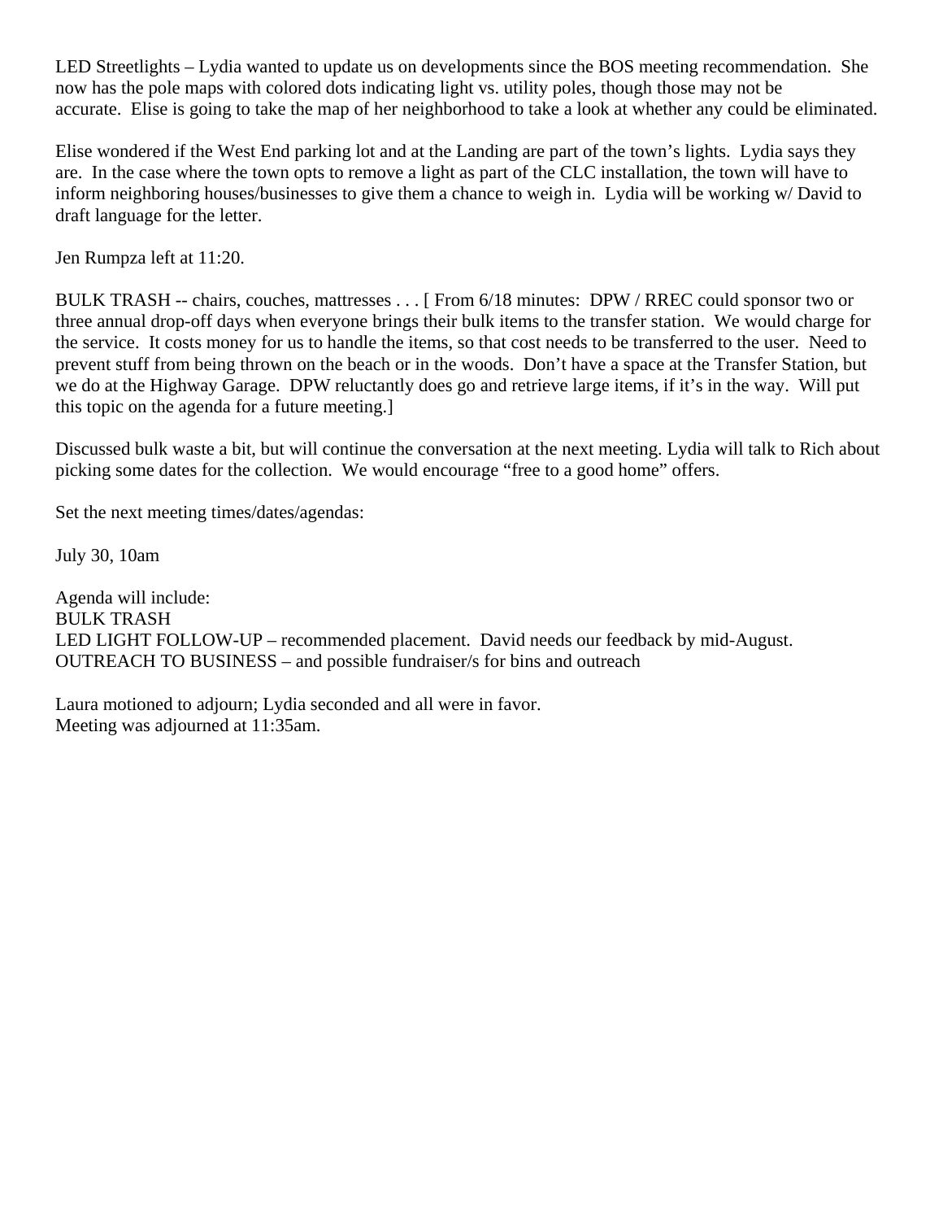LED Streetlights – Lydia wanted to update us on developments since the BOS meeting recommendation. She now has the pole maps with colored dots indicating light vs. utility poles, though those may not be accurate. Elise is going to take the map of her neighborhood to take a look at whether any could be eliminated.

Elise wondered if the West End parking lot and at the Landing are part of the town's lights. Lydia says they are. In the case where the town opts to remove a light as part of the CLC installation, the town will have to inform neighboring houses/businesses to give them a chance to weigh in. Lydia will be working w/ David to draft language for the letter.

Jen Rumpza left at 11:20.

BULK TRASH -- chairs, couches, mattresses . . . [ From 6/18 minutes: DPW / RREC could sponsor two or three annual drop-off days when everyone brings their bulk items to the transfer station. We would charge for the service. It costs money for us to handle the items, so that cost needs to be transferred to the user. Need to prevent stuff from being thrown on the beach or in the woods. Don't have a space at the Transfer Station, but we do at the Highway Garage. DPW reluctantly does go and retrieve large items, if it's in the way. Will put this topic on the agenda for a future meeting.]

Discussed bulk waste a bit, but will continue the conversation at the next meeting. Lydia will talk to Rich about picking some dates for the collection. We would encourage "free to a good home" offers.

Set the next meeting times/dates/agendas:

July 30, 10am

Agenda will include:
BULK TRASH
LED LIGHT FOLLOW-UP – recommended placement. David needs our feedback by mid-August.
OUTREACH TO BUSINESS – and possible fundraiser/s for bins and outreach

Laura motioned to adjourn; Lydia seconded and all were in favor.
Meeting was adjourned at 11:35am.